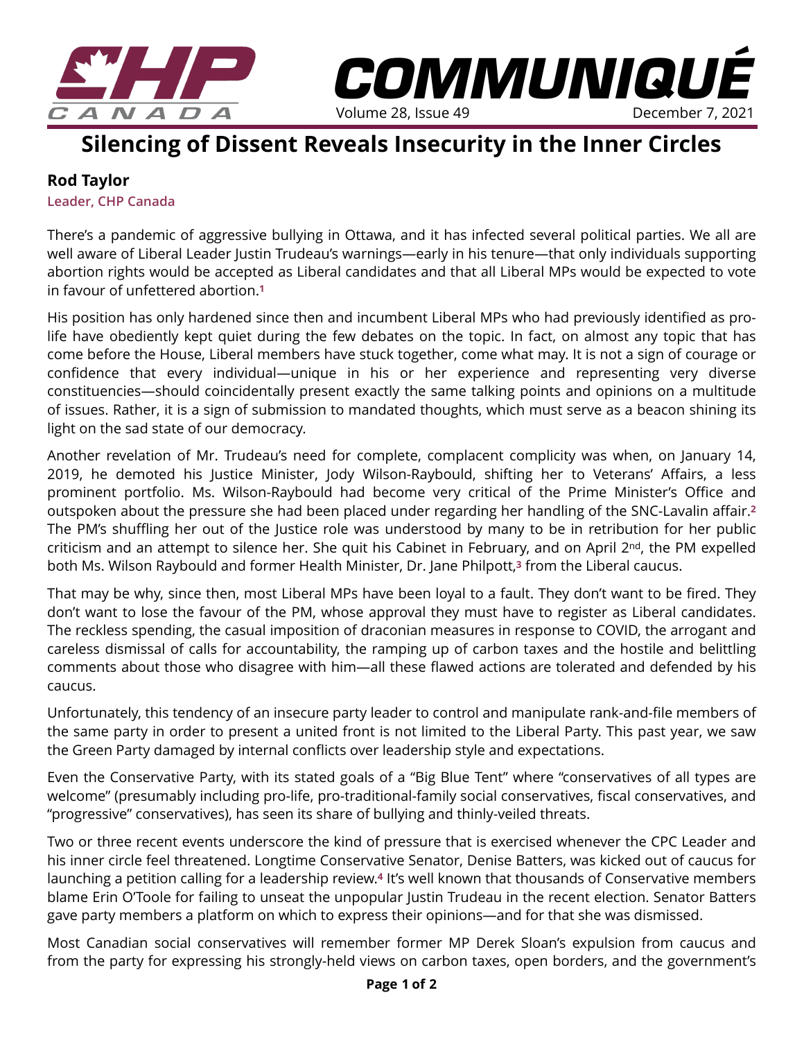# Silencing of Dissent Reveals Insecurity in the Inner Circles

**Rod Taylor**

**Leader, CHP Canada**

There's a pandemic of aggressive bullying in Ottawa, and it has infected several political parties. We all are well aware of Liberal Leader Justin Trudeau's warnings—early in his tenure—that only individuals supporting abortion rights would be accepted as Liberal candidates and that all Liberal MPs would be expected to vote in favour of unfettered abortion.[1]

His position has only hardened since then and incumbent Liberal MPs who had previously identified as pro-life have obediently kept quiet during the few debates on the topic. In fact, on almost any topic that has come before the House, Liberal members have stuck together, come what may. It is not a sign of courage or confidence that every individual—unique in his or her experience and representing very diverse constituencies—should coincidentally present exactly the same talking points and opinions on a multitude of issues. Rather, it is a sign of submission to mandated thoughts, which must serve as a beacon shining its light on the sad state of our democracy.

Another revelation of Mr. Trudeau's need for complete, complacent complicity was when, on January 14, 2019, he demoted his Justice Minister, Jody Wilson-Raybould, shifting her to Veterans' Affairs, a less prominent portfolio. Ms. Wilson-Raybould had become very critical of the Prime Minister's Office and outspoken about the pressure she had been placed under regarding her handling of the SNC-Lavalin affair.[2] The PM's shuffling her out of the Justice role was understood by many to be in retribution for her public criticism and an attempt to silence her. She quit his Cabinet in February, and on April 2nd, the PM expelled both Ms. Wilson Raybould and former Health Minister, Dr. Jane Philpott,[3] from the Liberal caucus.

That may be why, since then, most Liberal MPs have been loyal to a fault. They don't want to be fired. They don't want to lose the favour of the PM, whose approval they must have to register as Liberal candidates. The reckless spending, the casual imposition of draconian measures in response to COVID, the arrogant and careless dismissal of calls for accountability, the ramping up of carbon taxes and the hostile and belittling comments about those who disagree with him—all these flawed actions are tolerated and defended by his caucus.

Unfortunately, this tendency of an insecure party leader to control and manipulate rank-and-file members of the same party in order to present a united front is not limited to the Liberal Party. This past year, we saw the Green Party damaged by internal conflicts over leadership style and expectations.

Even the Conservative Party, with its stated goals of a "Big Blue Tent" where "conservatives of all types are welcome" (presumably including pro-life, pro-traditional-family social conservatives, fiscal conservatives, and "progressive" conservatives), has seen its share of bullying and thinly-veiled threats.

Two or three recent events underscore the kind of pressure that is exercised whenever the CPC Leader and his inner circle feel threatened. Longtime Conservative Senator, Denise Batters, was kicked out of caucus for launching a petition calling for a leadership review.[4] It's well known that thousands of Conservative members blame Erin O'Toole for failing to unseat the unpopular Justin Trudeau in the recent election. Senator Batters gave party members a platform on which to express their opinions—and for that she was dismissed.

Most Canadian social conservatives will remember former MP Derek Sloan's expulsion from caucus and from the party for expressing his strongly-held views on carbon taxes, open borders, and the government's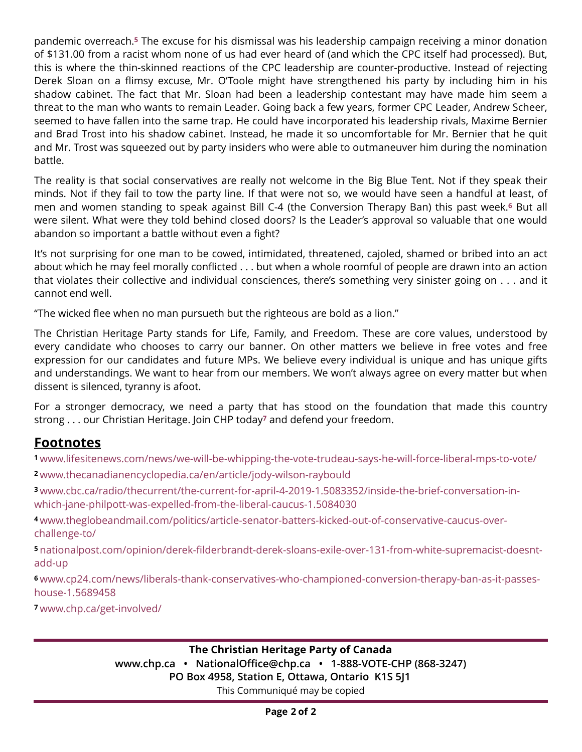pandemic overreach.[5] The excuse for his dismissal was his leadership campaign receiving a minor donation of $131.00 from a racist whom none of us had ever heard of (and which the CPC itself had processed). But, this is where the thin-skinned reactions of the CPC leadership are counter-productive. Instead of rejecting Derek Sloan on a flimsy excuse, Mr. O'Toole might have strengthened his party by including him in his shadow cabinet. The fact that Mr. Sloan had been a leadership contestant may have made him seem a threat to the man who wants to remain Leader. Going back a few years, former CPC Leader, Andrew Scheer, seemed to have fallen into the same trap. He could have incorporated his leadership rivals, Maxime Bernier and Brad Trost into his shadow cabinet. Instead, he made it so uncomfortable for Mr. Bernier that he quit and Mr. Trost was squeezed out by party insiders who were able to outmaneuver him during the nomination battle.

The reality is that social conservatives are really not welcome in the Big Blue Tent. Not if they speak their minds. Not if they fail to tow the party line. If that were not so, we would have seen a handful at least, of men and women standing to speak against Bill C-4 (the Conversion Therapy Ban) this past week.[6] But all were silent. What were they told behind closed doors? Is the Leader's approval so valuable that one would abandon so important a battle without even a fight?

It's not surprising for one man to be cowed, intimidated, threatened, cajoled, shamed or bribed into an act about which he may feel morally conflicted . . . but when a whole roomful of people are drawn into an action that violates their collective and individual consciences, there's something very sinister going on . . . and it cannot end well.

"The wicked flee when no man pursueth but the righteous are bold as a lion."

The Christian Heritage Party stands for Life, Family, and Freedom. These are core values, understood by every candidate who chooses to carry our banner. On other matters we believe in free votes and free expression for our candidates and future MPs. We believe every individual is unique and has unique gifts and understandings. We want to hear from our members. We won't always agree on every matter but when dissent is silenced, tyranny is afoot.

For a stronger democracy, we need a party that has stood on the foundation that made this country strong . . . our Christian Heritage. Join CHP today[7] and defend your freedom.

## Footnotes

[1] www.lifesitenews.com/news/we-will-be-whipping-the-vote-trudeau-says-he-will-force-liberal-mps-to-vote/

[2] www.thecanadianencyclopedia.ca/en/article/jody-wilson-raybould

[3] www.cbc.ca/radio/thecurrent/the-current-for-april-4-2019-1.5083352/inside-the-brief-conversation-in-which-jane-philpott-was-expelled-from-the-liberal-caucus-1.5084030

[4] www.theglobeandmail.com/politics/article-senator-batters-kicked-out-of-conservative-caucus-over-challenge-to/

[5] nationalpost.com/opinion/derek-filderbrandt-derek-sloans-exile-over-131-from-white-supremacist-doesnt-add-up

[6] www.cp24.com/news/liberals-thank-conservatives-who-championed-conversion-therapy-ban-as-it-passes-house-1.5689458

[7] www.chp.ca/get-involved/

**The Christian Heritage Party of Canada**
**www.chp.ca • NationalOffice@chp.ca • 1-888-VOTE-CHP (868-3247)**
**PO Box 4958, Station E, Ottawa, Ontario K1S 5J1**
This Communiqué may be copied